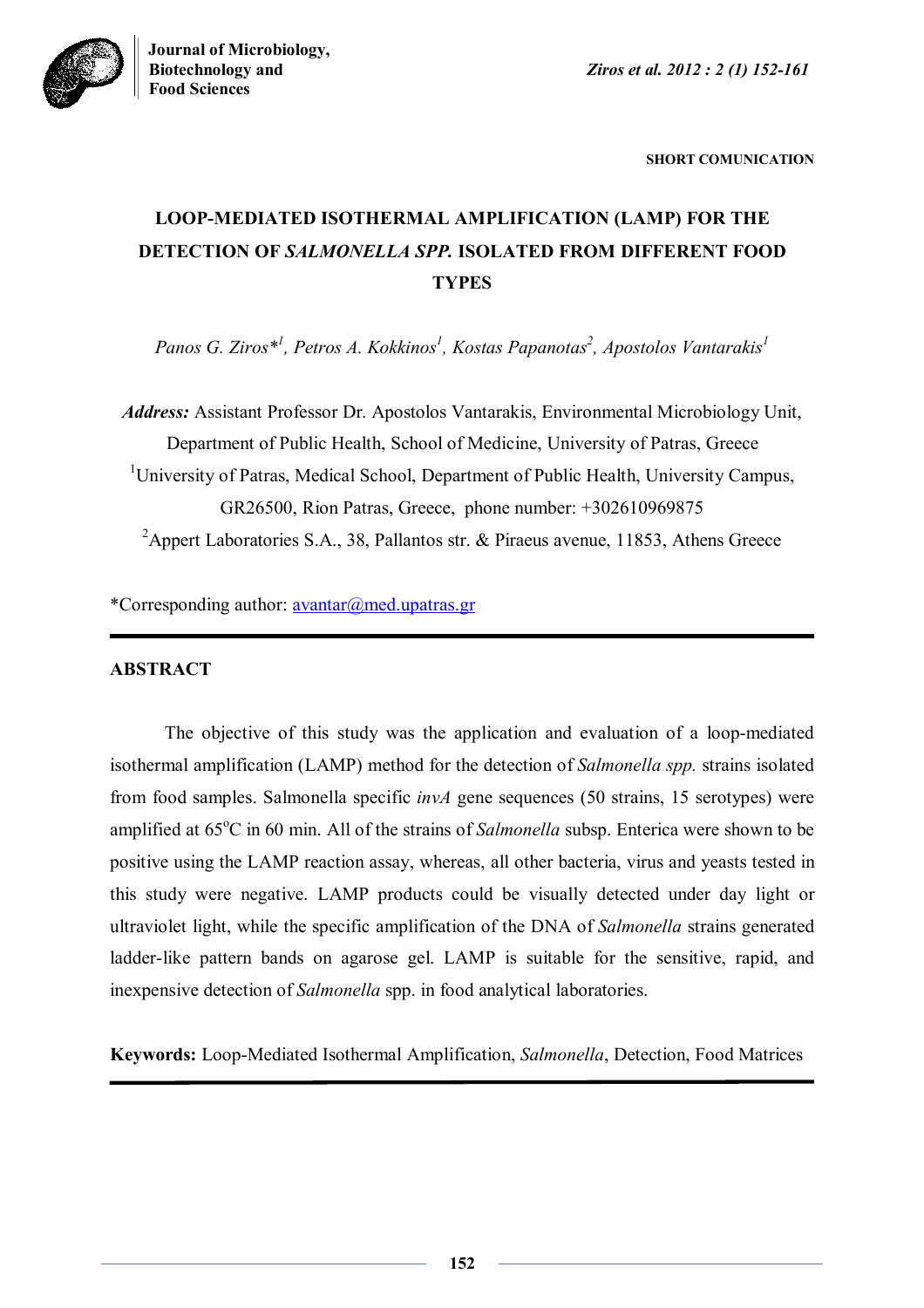SHORT COMUNICATION

# LOOP-MEDIATED ISOTHERMAL AMPLIFICATION (LAMP) FOR THE DETECTION OF *SALMONELLA SPP.* ISOLATED FROM DIFFERENT FOOD TYPES

*Panos G. Ziros*[\*1], *Petros A. Kokkinos*[1], *Kostas Papanotas*[2], *Apostolos Vantarakis*[1]

***Address:*** Assistant Professor Dr. Apostolos Vantarakis, Environmental Microbiology Unit, Department of Public Health, School of Medicine, University of Patras, Greece

[1]University of Patras, Medical School, Department of Public Health, University Campus, GR26500, Rion Patras, Greece, phone number: +302610969875

[2]Appert Laboratories S.A., 38, Pallantos str. & Piraeus avenue, 11853, Athens Greece

*Corresponding author: avantar@med.upatras.gr

## ABSTRACT

The objective of this study was the application and evaluation of a loop-mediated isothermal amplification (LAMP) method for the detection of *Salmonella spp.* strains isolated from food samples. Salmonella specific *invA* gene sequences (50 strains, 15 serotypes) were amplified at 65°C in 60 min. All of the strains of *Salmonella* subsp. Enterica were shown to be positive using the LAMP reaction assay, whereas, all other bacteria, virus and yeasts tested in this study were negative. LAMP products could be visually detected under day light or ultraviolet light, while the specific amplification of the DNA of *Salmonella* strains generated ladder-like pattern bands on agarose gel. LAMP is suitable for the sensitive, rapid, and inexpensive detection of *Salmonella* spp. in food analytical laboratories.

**Keywords:** Loop-Mediated Isothermal Amplification, *Salmonella*, Detection, Food Matrices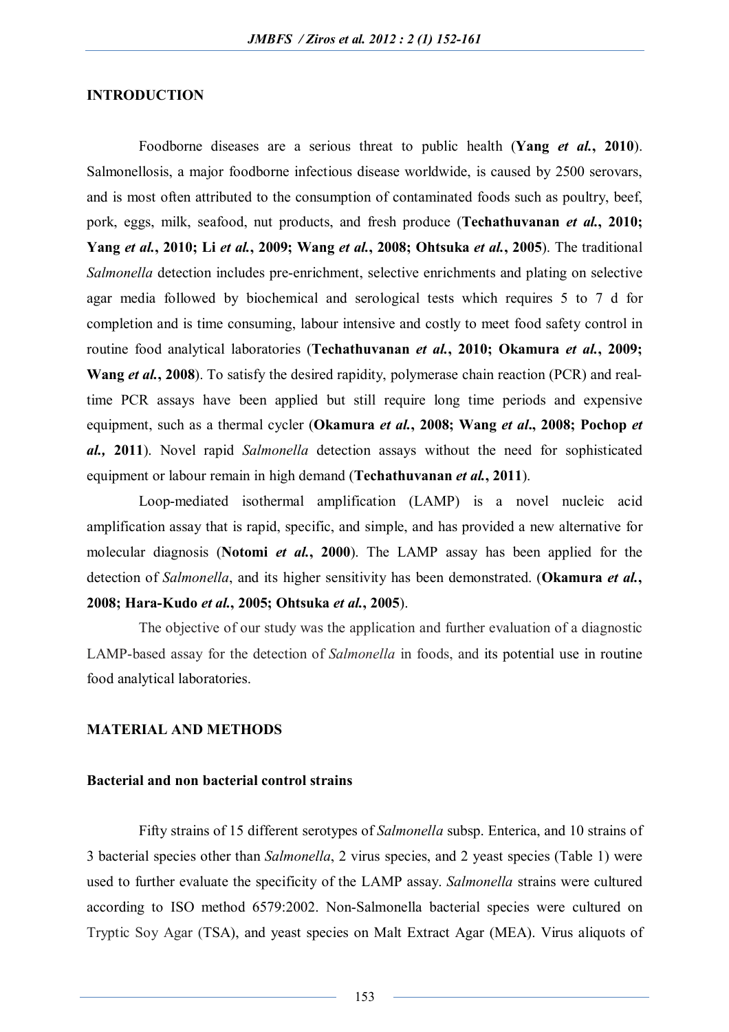## INTRODUCTION

Foodborne diseases are a serious threat to public health (**Yang *et al.*, 2010**). Salmonellosis, a major foodborne infectious disease worldwide, is caused by 2500 serovars, and is most often attributed to the consumption of contaminated foods such as poultry, beef, pork, eggs, milk, seafood, nut products, and fresh produce (**Techathuvanan *et al.*, 2010; Yang *et al.*, 2010; Li *et al.*, 2009; Wang *et al.*, 2008; Ohtsuka *et al.*, 2005**). The traditional *Salmonella* detection includes pre-enrichment, selective enrichments and plating on selective agar media followed by biochemical and serological tests which requires 5 to 7 d for completion and is time consuming, labour intensive and costly to meet food safety control in routine food analytical laboratories (**Techathuvanan *et al.*, 2010; Okamura *et al.*, 2009; Wang *et al.*, 2008**). To satisfy the desired rapidity, polymerase chain reaction (PCR) and real-time PCR assays have been applied but still require long time periods and expensive equipment, such as a thermal cycler (**Okamura *et al.*, 2008; Wang *et al*., 2008; Pochop *et al.*, 2011**). Novel rapid *Salmonella* detection assays without the need for sophisticated equipment or labour remain in high demand (**Techathuvanan *et al.*, 2011**).

Loop-mediated isothermal amplification (LAMP) is a novel nucleic acid amplification assay that is rapid, specific, and simple, and has provided a new alternative for molecular diagnosis (**Notomi *et al.*, 2000**). The LAMP assay has been applied for the detection of *Salmonella*, and its higher sensitivity has been demonstrated. (**Okamura *et al.*, 2008; Hara-Kudo *et al.*, 2005; Ohtsuka *et al.*, 2005**).

The objective of our study was the application and further evaluation of a diagnostic LAMP-based assay for the detection of *Salmonella* in foods, and its potential use in routine food analytical laboratories.

## MATERIAL AND METHODS

### Bacterial and non bacterial control strains

Fifty strains of 15 different serotypes of *Salmonella* subsp. Enterica, and 10 strains of 3 bacterial species other than *Salmonella*, 2 virus species, and 2 yeast species (Table 1) were used to further evaluate the specificity of the LAMP assay. *Salmonella* strains were cultured according to ISO method 6579:2002. Non-Salmonella bacterial species were cultured on Tryptic Soy Agar (TSA), and yeast species on Malt Extract Agar (MEA). Virus aliquots of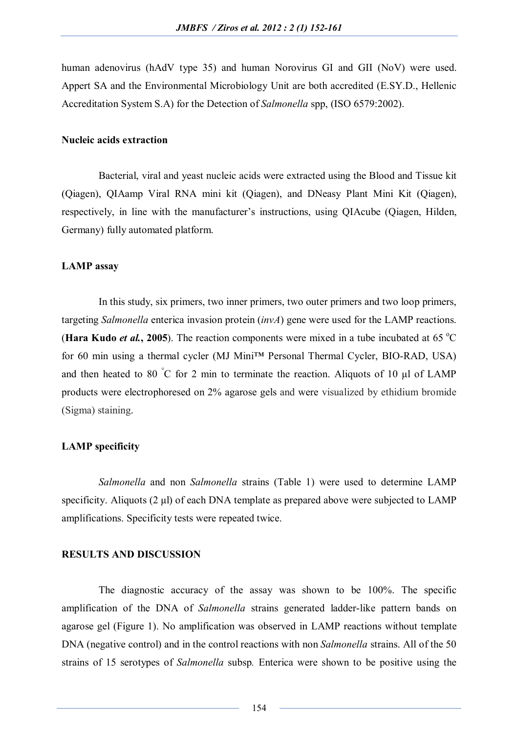human adenovirus (hAdV type 35) and human Norovirus GI and GII (NoV) were used. Appert SA and the Environmental Microbiology Unit are both accredited (E.SY.D., Hellenic Accreditation System S.A) for the Detection of *Salmonella* spp, (ISO 6579:2002).

**Nucleic acids extraction**

Bacterial, viral and yeast nucleic acids were extracted using the Blood and Tissue kit (Qiagen), QIAamp Viral RNA mini kit (Qiagen), and DNeasy Plant Mini Kit (Qiagen), respectively, in line with the manufacturer's instructions, using QIAcube (Qiagen, Hilden, Germany) fully automated platform.

**LAMP assay**

In this study, six primers, two inner primers, two outer primers and two loop primers, targeting *Salmonella* enterica invasion protein (*invA*) gene were used for the LAMP reactions. (**Hara Kudo *et al.*, 2005**). The reaction components were mixed in a tube incubated at 65 $^{o}$C for 60 min using a thermal cycler (MJ Mini™ Personal Thermal Cycler, BIO-RAD, USA) and then heated to 80 $^{\circ}$C for 2 min to terminate the reaction. Aliquots of 10 µl of LAMP products were electrophoresed on 2% agarose gels and were visualized by ethidium bromide (Sigma) staining.

**LAMP specificity**

*Salmonella* and non *Salmonella* strains (Table 1) were used to determine LAMP specificity. Aliquots (2 µl) of each DNA template as prepared above were subjected to LAMP amplifications. Specificity tests were repeated twice.

**RESULTS AND DISCUSSION**

The diagnostic accuracy of the assay was shown to be 100%. The specific amplification of the DNA of *Salmonella* strains generated ladder-like pattern bands on agarose gel (Figure 1). No amplification was observed in LAMP reactions without template DNA (negative control) and in the control reactions with non *Salmonella* strains. All of the 50 strains of 15 serotypes of *Salmonella* subsp. Enterica were shown to be positive using the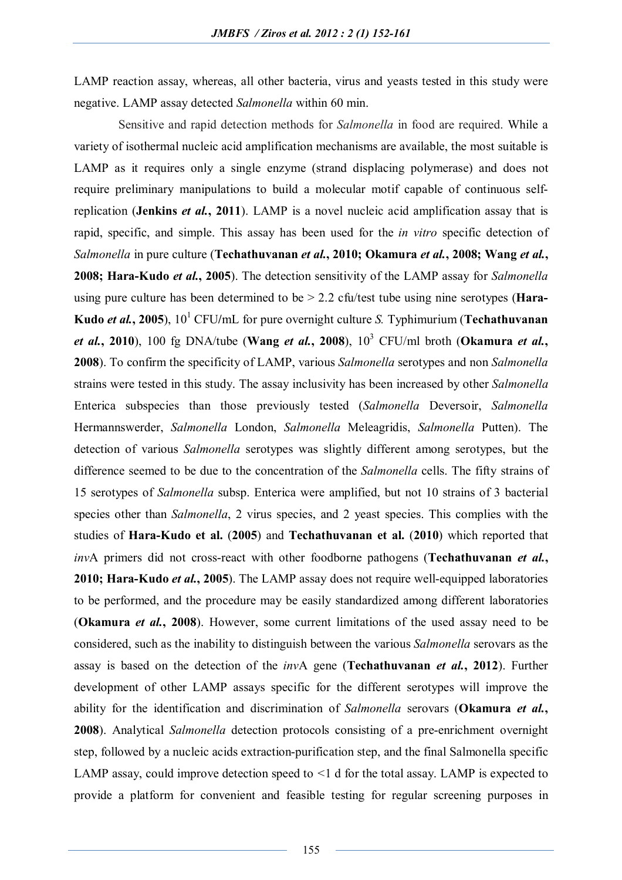LAMP reaction assay, whereas, all other bacteria, virus and yeasts tested in this study were negative. LAMP assay detected *Salmonella* within 60 min.

Sensitive and rapid detection methods for *Salmonella* in food are required. While a variety of isothermal nucleic acid amplification mechanisms are available, the most suitable is LAMP as it requires only a single enzyme (strand displacing polymerase) and does not require preliminary manipulations to build a molecular motif capable of continuous self-replication (**Jenkins *et al.*, 2011**). LAMP is a novel nucleic acid amplification assay that is rapid, specific, and simple. This assay has been used for the *in vitro* specific detection of *Salmonella* in pure culture (**Techathuvanan *et al.*, 2010; Okamura *et al.*, 2008; Wang *et al.*, 2008; Hara-Kudo *et al.*, 2005**). The detection sensitivity of the LAMP assay for *Salmonella* using pure culture has been determined to be > 2.2 cfu/test tube using nine serotypes (**Hara-Kudo *et al.*, 2005**), $10^1$ CFU/mL for pure overnight culture *S.* Typhimurium (**Techathuvanan *et al.*, 2010**), 100 fg DNA/tube (**Wang *et al.*, 2008**), $10^3$ CFU/ml broth (**Okamura *et al.*, 2008**). To confirm the specificity of LAMP, various *Salmonella* serotypes and non *Salmonella* strains were tested in this study. The assay inclusivity has been increased by other *Salmonella* Enterica subspecies than those previously tested (*Salmonella* Deversoir, *Salmonella* Hermannswerder, *Salmonella* London, *Salmonella* Meleagridis, *Salmonella* Putten). The detection of various *Salmonella* serotypes was slightly different among serotypes, but the difference seemed to be due to the concentration of the *Salmonella* cells. The fifty strains of 15 serotypes of *Salmonella* subsp. Enterica were amplified, but not 10 strains of 3 bacterial species other than *Salmonella*, 2 virus species, and 2 yeast species. This complies with the studies of **Hara-Kudo et al.** (**2005**) and **Techathuvanan et al.** (**2010**) which reported that *inv*A primers did not cross-react with other foodborne pathogens (**Techathuvanan *et al.*, 2010; Hara-Kudo *et al.*, 2005**). The LAMP assay does not require well-equipped laboratories to be performed, and the procedure may be easily standardized among different laboratories (**Okamura *et al.*, 2008**). However, some current limitations of the used assay need to be considered, such as the inability to distinguish between the various *Salmonella* serovars as the assay is based on the detection of the *inv*A gene (**Techathuvanan *et al.*, 2012**). Further development of other LAMP assays specific for the different serotypes will improve the ability for the identification and discrimination of *Salmonella* serovars (**Okamura *et al.*, 2008**). Analytical *Salmonella* detection protocols consisting of a pre-enrichment overnight step, followed by a nucleic acids extraction-purification step, and the final Salmonella specific LAMP assay, could improve detection speed to <1 d for the total assay. LAMP is expected to provide a platform for convenient and feasible testing for regular screening purposes in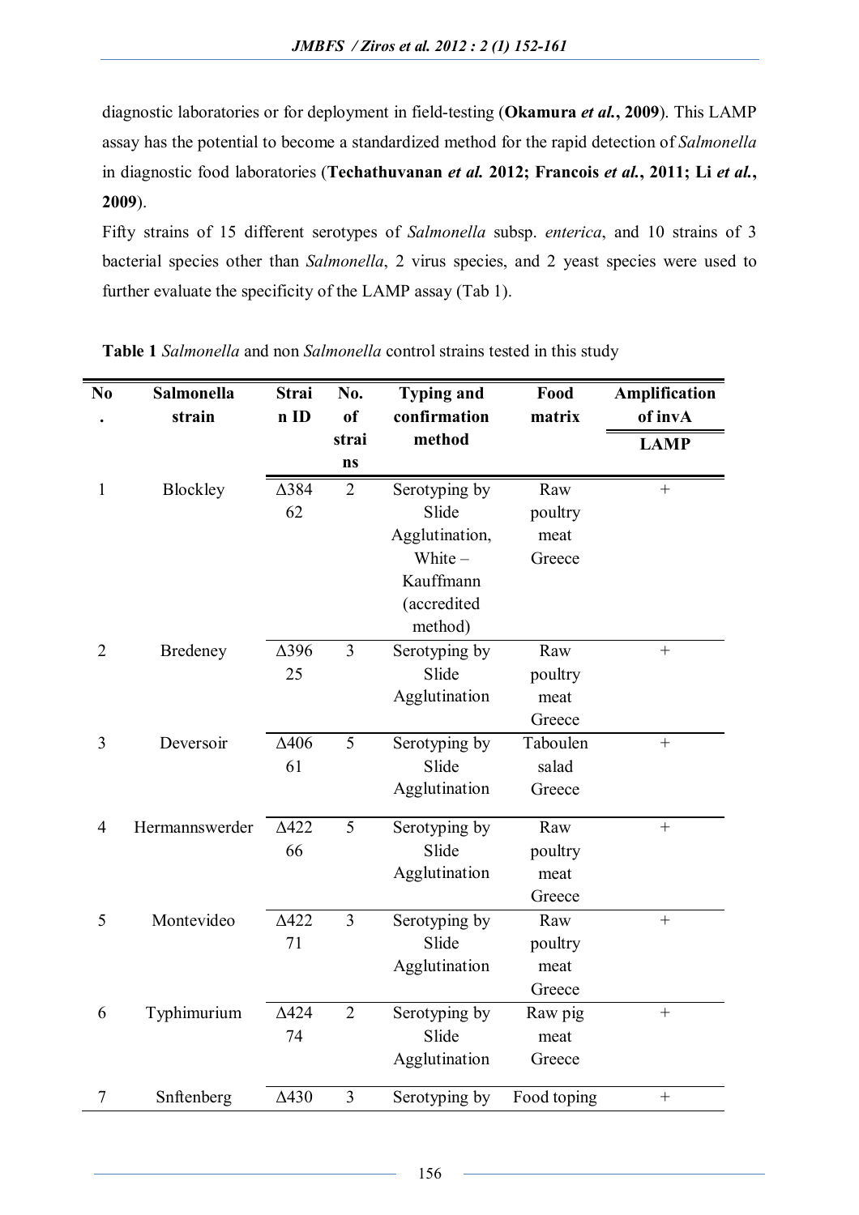diagnostic laboratories or for deployment in field-testing (**Okamura *et al.*, 2009**). This LAMP assay has the potential to become a standardized method for the rapid detection of *Salmonella* in diagnostic food laboratories (**Techathuvanan *et al.* 2012; Francois *et al.*, 2011; Li *et al.*, 2009**).

Fifty strains of 15 different serotypes of *Salmonella* subsp. *enterica*, and 10 strains of 3 bacterial species other than *Salmonella*, 2 virus species, and 2 yeast species were used to further evaluate the specificity of the LAMP assay (Tab 1).

**Table 1** *Salmonella* and non *Salmonella* control strains tested in this study

| No. | Salmonella strain | Strain ID | No. of strains | Typing and confirmation method | Food matrix | Amplification of invA |
|---|---|---|---|---|---|---|
| | | | | | | LAMP |
| 1 | Blockley | Δ38462 | 2 | Serotyping by Slide Agglutination, White – Kauffmann (accredited method) | Raw poultry meat Greece | + |
| 2 | Bredeney | Δ39625 | 3 | Serotyping by Slide Agglutination | Raw poultry meat Greece | + |
| 3 | Deversoir | Δ40661 | 5 | Serotyping by Slide Agglutination | Taboulen salad Greece | + |
| 4 | Hermannswerder | Δ42266 | 5 | Serotyping by Slide Agglutination | Raw poultry meat Greece | + |
| 5 | Montevideo | Δ42271 | 3 | Serotyping by Slide Agglutination | Raw poultry meat Greece | + |
| 6 | Typhimurium | Δ42474 | 2 | Serotyping by Slide Agglutination | Raw pig meat Greece | + |
| 7 | Snftenberg | Δ430 | 3 | Serotyping by | Food toping | + |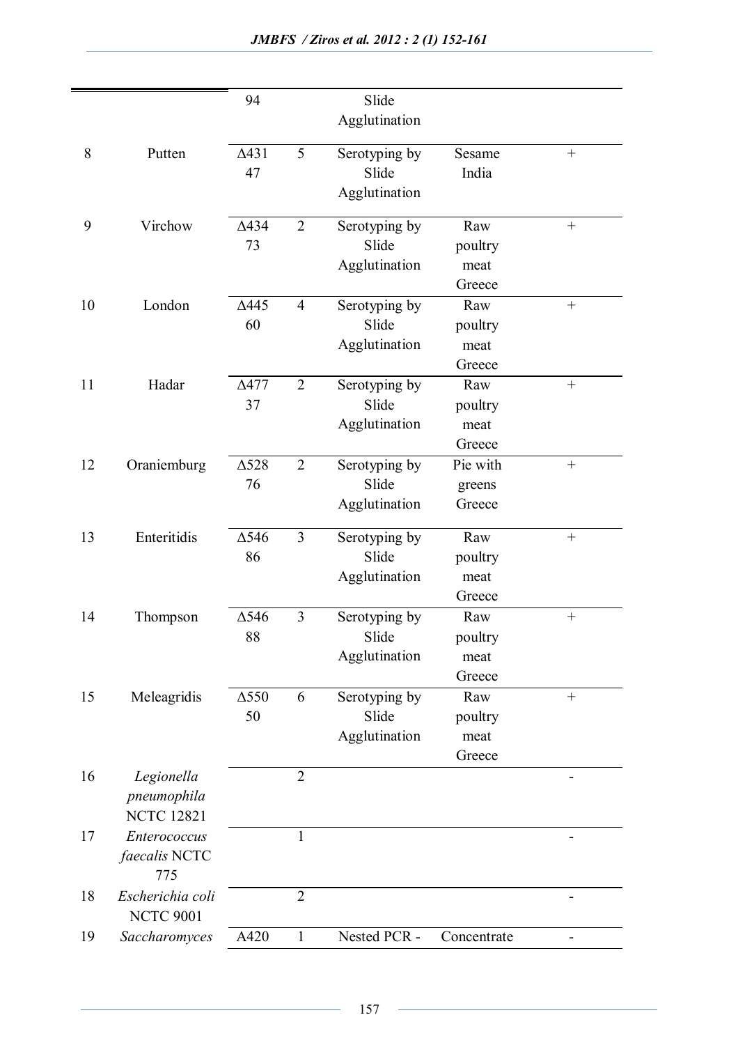|  |  | 94 |  | Slide Agglutination |  |  |
|---|---|---|---|---|---|---|
| 8 | Putten | Δ43147 | 5 | Serotyping by Slide Agglutination | Sesame India | + |
| 9 | Virchow | Δ43473 | 2 | Serotyping by Slide Agglutination | Raw poultry meat Greece | + |
| 10 | London | Δ44560 | 4 | Serotyping by Slide Agglutination | Raw poultry meat Greece | + |
| 11 | Hadar | Δ47737 | 2 | Serotyping by Slide Agglutination | Raw poultry meat Greece | + |
| 12 | Oraniemburg | Δ52876 | 2 | Serotyping by Slide Agglutination | Pie with greens Greece | + |
| 13 | Enteritidis | Δ54686 | 3 | Serotyping by Slide Agglutination | Raw poultry meat Greece | + |
| 14 | Thompson | Δ54688 | 3 | Serotyping by Slide Agglutination | Raw poultry meat Greece | + |
| 15 | Meleagridis | Δ55050 | 6 | Serotyping by Slide Agglutination | Raw poultry meat Greece | + |
| 16 | *Legionella pneumophila* NCTC 12821 |  | 2 |  |  | - |
| 17 | *Enterococcus faecalis* NCTC 775 |  | 1 |  |  | - |
| 18 | *Escherichia coli* NCTC 9001 |  | 2 |  |  | - |
| 19 | *Saccharomyces* | A420 | 1 | Nested PCR - | Concentrate | - |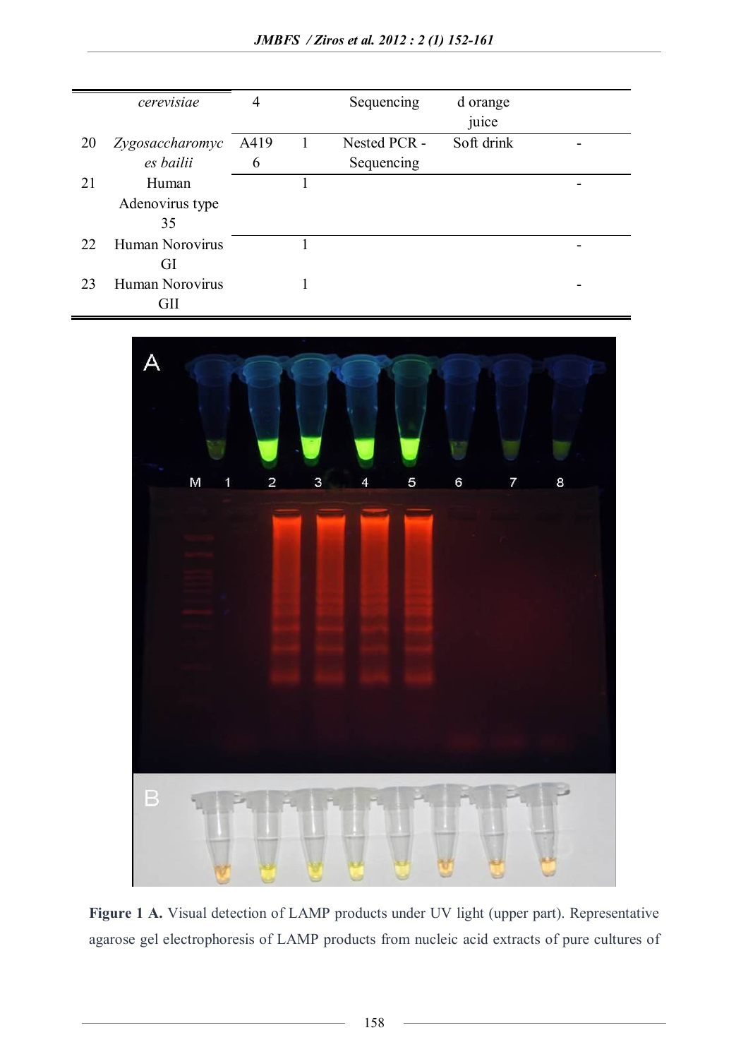| | | | | | | |
|---|---|---|---|---|---|---|
| | *cerevisiae* | 4 | | Sequencing | d orange juice | |
| 20 | *Zygosaccharomyces bailii* | A4196 | 1 | Nested PCR - Sequencing | Soft drink | - |
| 21 | Human Adenovirus type 35 | | 1 | | | - |
| 22 | Human Norovirus GI | | 1 | | | - |
| 23 | Human Norovirus GII | | 1 | | | - |

**Figure 1 A.** Visual detection of LAMP products under UV light (upper part). Representative agarose gel electrophoresis of LAMP products from nucleic acid extracts of pure cultures of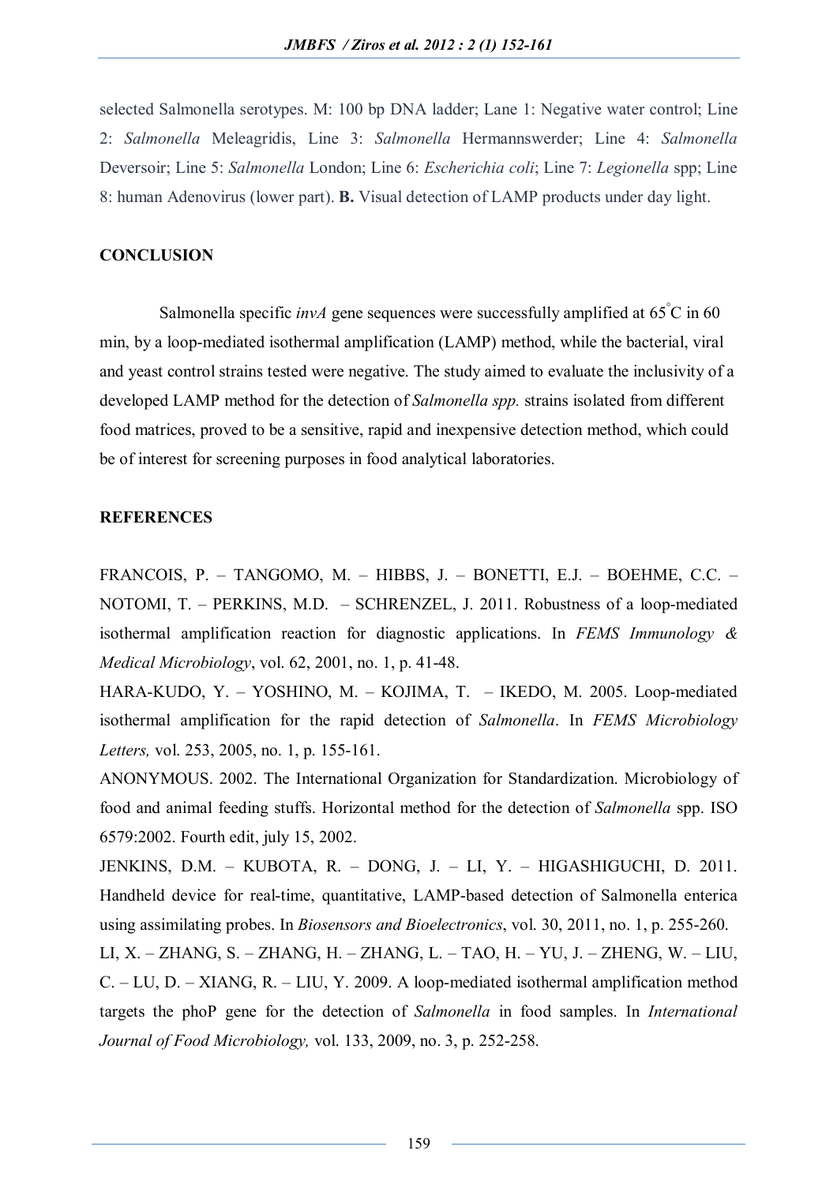selected Salmonella serotypes. M: 100 bp DNA ladder; Lane 1: Negative water control; Line 2: *Salmonella* Meleagridis, Line 3: *Salmonella* Hermannswerder; Line 4: *Salmonella* Deversoir; Line 5: *Salmonella* London; Line 6: *Escherichia coli*; Line 7: *Legionella* spp; Line 8: human Adenovirus (lower part). **B.** Visual detection of LAMP products under day light.

## CONCLUSION

Salmonella specific *invA* gene sequences were successfully amplified at 65°C in 60 min, by a loop-mediated isothermal amplification (LAMP) method, while the bacterial, viral and yeast control strains tested were negative. The study aimed to evaluate the inclusivity of a developed LAMP method for the detection of *Salmonella spp.* strains isolated from different food matrices, proved to be a sensitive, rapid and inexpensive detection method, which could be of interest for screening purposes in food analytical laboratories.

## REFERENCES

FRANCOIS, P. – TANGOMO, M. – HIBBS, J. – BONETTI, E.J. – BOEHME, C.C. – NOTOMI, T. – PERKINS, M.D. – SCHRENZEL, J. 2011. Robustness of a loop-mediated isothermal amplification reaction for diagnostic applications. In *FEMS Immunology & Medical Microbiology*, vol. 62, 2001, no. 1, p. 41-48.

HARA-KUDO, Y. – YOSHINO, M. – KOJIMA, T. – IKEDO, M. 2005. Loop-mediated isothermal amplification for the rapid detection of *Salmonella*. In *FEMS Microbiology Letters,* vol. 253, 2005, no. 1, p. 155-161.

ANONYMOUS. 2002. The International Organization for Standardization. Microbiology of food and animal feeding stuffs. Horizontal method for the detection of *Salmonella* spp. ISO 6579:2002. Fourth edit, july 15, 2002.

JENKINS, D.M. – KUBOTA, R. – DONG, J. – LI, Y. – HIGASHIGUCHI, D. 2011. Handheld device for real-time, quantitative, LAMP-based detection of Salmonella enterica using assimilating probes. In *Biosensors and Bioelectronics*, vol. 30, 2011, no. 1, p. 255-260.

LI, X. – ZHANG, S. – ZHANG, H. – ZHANG, L. – TAO, H. – YU, J. – ZHENG, W. – LIU, C. – LU, D. – XIANG, R. – LIU, Y. 2009. A loop-mediated isothermal amplification method targets the phoP gene for the detection of *Salmonella* in food samples. In *International Journal of Food Microbiology,* vol. 133, 2009, no. 3, p. 252-258.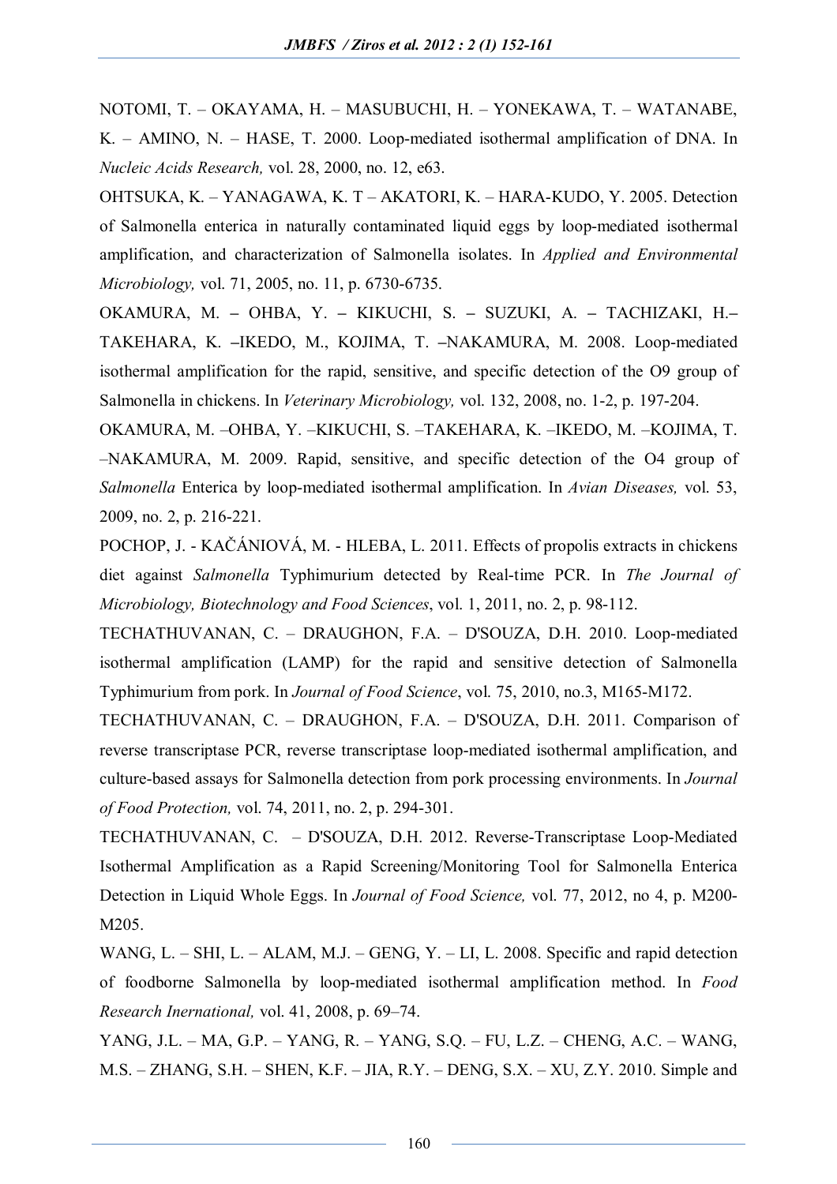NOTOMI, T. – OKAYAMA, H. – MASUBUCHI, H. – YONEKAWA, T. – WATANABE, K. – AMINO, N. – HASE, T. 2000. Loop-mediated isothermal amplification of DNA. In *Nucleic Acids Research,* vol. 28, 2000, no. 12, e63.

OHTSUKA, K. – YANAGAWA, K. T – AKATORI, K. – HARA-KUDO, Y. 2005. Detection of Salmonella enterica in naturally contaminated liquid eggs by loop-mediated isothermal amplification, and characterization of Salmonella isolates. In *Applied and Environmental Microbiology,* vol. 71, 2005, no. 11, p. 6730-6735.

OKAMURA, M. – OHBA, Y. – KIKUCHI, S. – SUZUKI, A. – TACHIZAKI, H.– TAKEHARA, K. –IKEDO, M., KOJIMA, T. –NAKAMURA, M. 2008. Loop-mediated isothermal amplification for the rapid, sensitive, and specific detection of the O9 group of Salmonella in chickens. In *Veterinary Microbiology,* vol. 132, 2008, no. 1-2, p. 197-204.

OKAMURA, M. –OHBA, Y. –KIKUCHI, S. –TAKEHARA, K. –IKEDO, M. –KOJIMA, T. –NAKAMURA, M. 2009. Rapid, sensitive, and specific detection of the O4 group of *Salmonella* Enterica by loop-mediated isothermal amplification. In *Avian Diseases,* vol. 53, 2009, no. 2, p. 216-221.

POCHOP, J. - KAČÁNIOVÁ, M. - HLEBA, L. 2011. Effects of propolis extracts in chickens diet against *Salmonella* Typhimurium detected by Real-time PCR. In *The Journal of Microbiology, Biotechnology and Food Sciences*, vol. 1, 2011, no. 2, p. 98-112.

TECHATHUVANAN, C. – DRAUGHON, F.A. – D'SOUZA, D.H. 2010. Loop-mediated isothermal amplification (LAMP) for the rapid and sensitive detection of Salmonella Typhimurium from pork. In *Journal of Food Science*, vol. 75, 2010, no.3, M165-M172.

TECHATHUVANAN, C. – DRAUGHON, F.A. – D'SOUZA, D.H. 2011. Comparison of reverse transcriptase PCR, reverse transcriptase loop-mediated isothermal amplification, and culture-based assays for Salmonella detection from pork processing environments. In *Journal of Food Protection,* vol. 74, 2011, no. 2, p. 294-301.

TECHATHUVANAN, C. – D'SOUZA, D.H. 2012. Reverse-Transcriptase Loop-Mediated Isothermal Amplification as a Rapid Screening/Monitoring Tool for Salmonella Enterica Detection in Liquid Whole Eggs. In *Journal of Food Science,* vol. 77, 2012, no 4, p. M200-M205.

WANG, L. – SHI, L. – ALAM, M.J. – GENG, Y. – LI, L. 2008. Specific and rapid detection of foodborne Salmonella by loop-mediated isothermal amplification method. In *Food Research Inernational,* vol. 41, 2008, p. 69–74.

YANG, J.L. – MA, G.P. – YANG, R. – YANG, S.Q. – FU, L.Z. – CHENG, A.C. – WANG, M.S. – ZHANG, S.H. – SHEN, K.F. – JIA, R.Y. – DENG, S.X. – XU, Z.Y. 2010. Simple and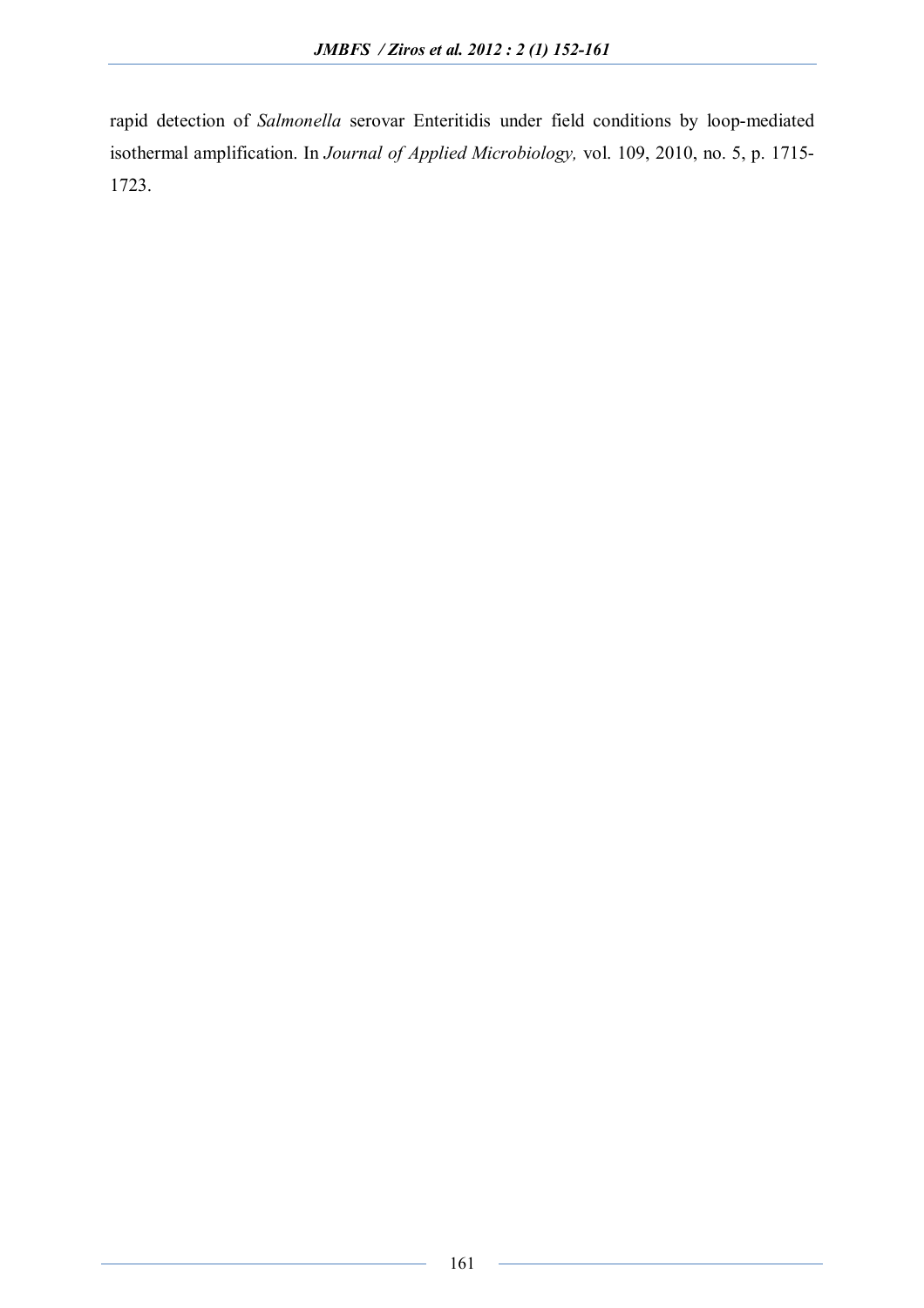rapid detection of *Salmonella* serovar Enteritidis under field conditions by loop-mediated isothermal amplification. In *Journal of Applied Microbiology,* vol. 109, 2010, no. 5, p. 1715-1723.